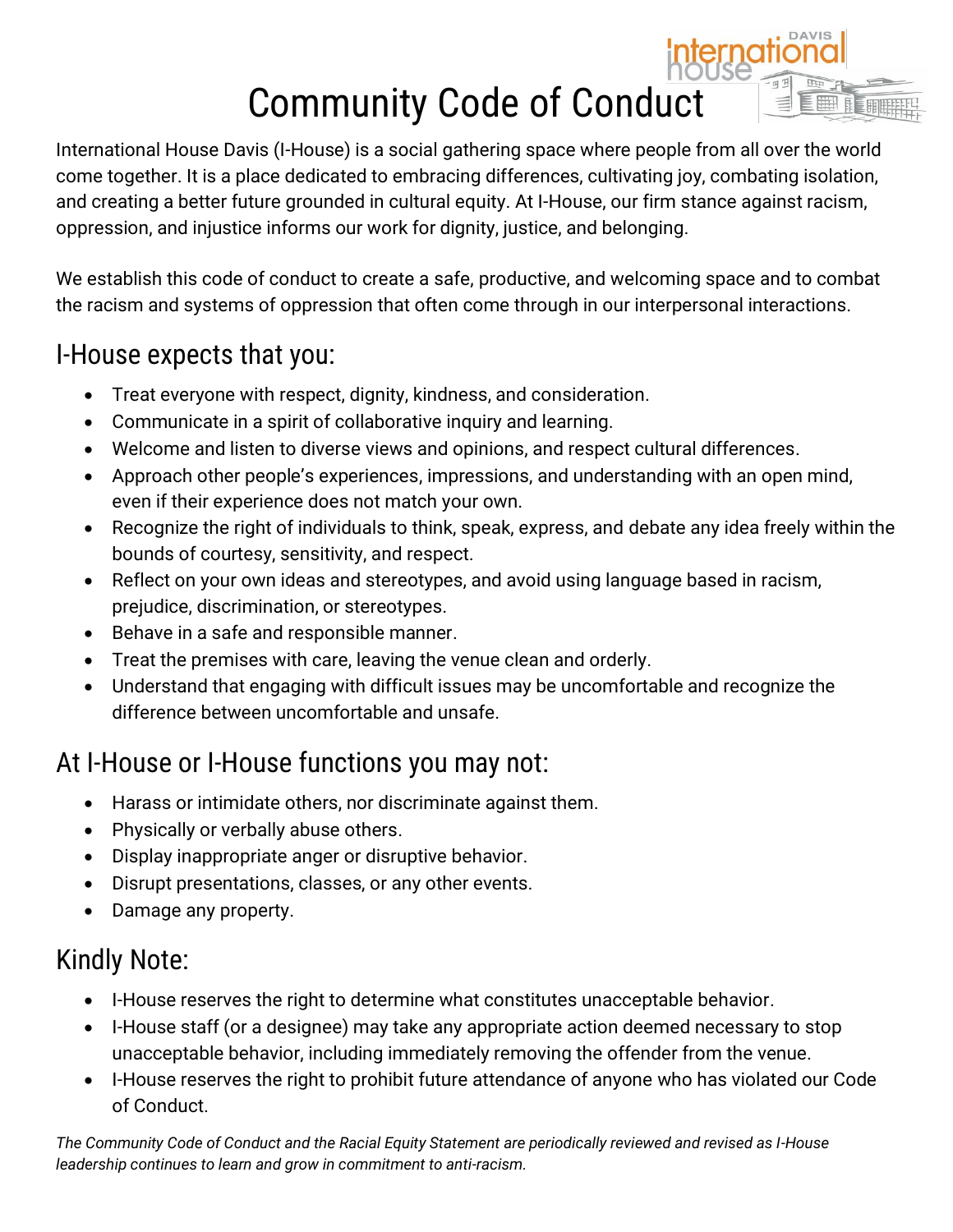# Community Code of Conduct

International House Davis (I-House) is a social gathering space where people from all over the world come together. It is a place dedicated to embracing differences, cultivating joy, combating isolation, and creating a better future grounded in cultural equity. At I-House, our firm stance against racism, oppression, and injustice informs our work for dignity, justice, and belonging.

We establish this code of conduct to create a safe, productive, and welcoming space and to combat the racism and systems of oppression that often come through in our interpersonal interactions.

## I-House expects that you:

- Treat everyone with respect, dignity, kindness, and consideration.
- Communicate in a spirit of collaborative inquiry and learning.
- Welcome and listen to diverse views and opinions, and respect cultural differences.
- Approach other people's experiences, impressions, and understanding with an open mind, even if their experience does not match your own.
- Recognize the right of individuals to think, speak, express, and debate any idea freely within the bounds of courtesy, sensitivity, and respect.
- Reflect on your own ideas and stereotypes, and avoid using language based in racism, prejudice, discrimination, or stereotypes.
- Behave in a safe and responsible manner.
- Treat the premises with care, leaving the venue clean and orderly.
- Understand that engaging with difficult issues may be uncomfortable and recognize the difference between uncomfortable and unsafe.

## At I-House or I-House functions you may not:

- Harass or intimidate others, nor discriminate against them.
- Physically or verbally abuse others.
- Display inappropriate anger or disruptive behavior.
- Disrupt presentations, classes, or any other events.
- Damage any property.

## Kindly Note:

- I-House reserves the right to determine what constitutes unacceptable behavior.
- I-House staff (or a designee) may take any appropriate action deemed necessary to stop unacceptable behavior, including immediately removing the offender from the venue.
- I-House reserves the right to prohibit future attendance of anyone who has violated our Code of Conduct.

*The Community Code of Conduct and the Racial Equity Statement are periodically reviewed and revised as I-House leadership continues to learn and grow in commitment to anti-racism.*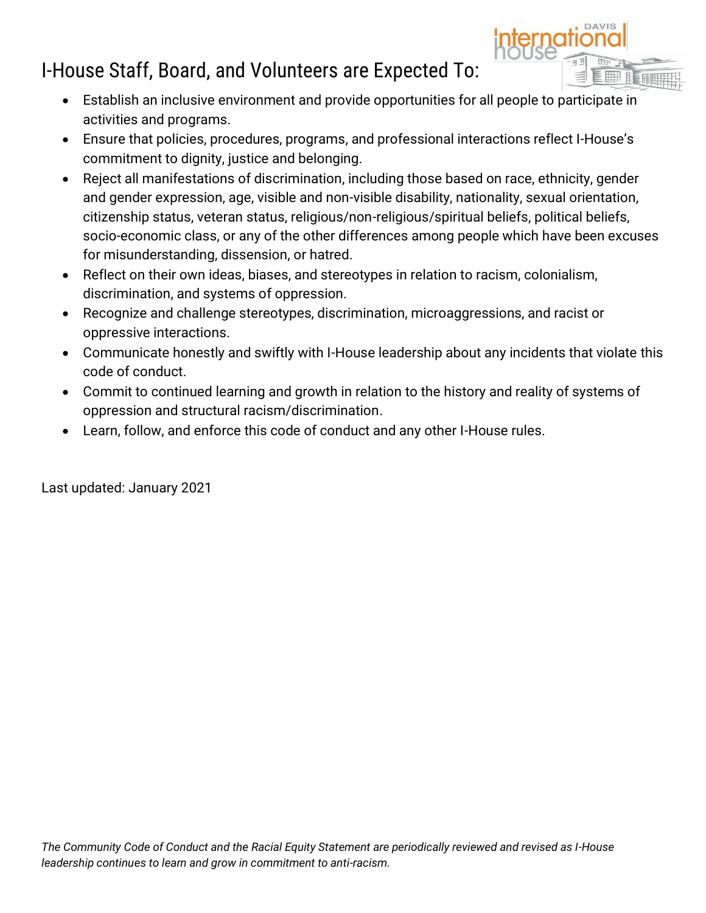## I-House Staff, Board, and Volunteers are Expected To:

- Establish an inclusive environment and provide opportunities for all people to participate in activities and programs.
- Ensure that policies, procedures, programs, and professional interactions reflect I-House's commitment to dignity, justice and belonging.
- Reject all manifestations of discrimination, including those based on race, ethnicity, gender and gender expression, age, visible and non-visible disability, nationality, sexual orientation, citizenship status, veteran status, religious/non-religious/spiritual beliefs, political beliefs, socio-economic class, or any of the other differences among people which have been excuses for misunderstanding, dissension, or hatred.
- Reflect on their own ideas, biases, and stereotypes in relation to racism, colonialism, discrimination, and systems of oppression.
- Recognize and challenge stereotypes, discrimination, microaggressions, and racist or oppressive interactions.
- Communicate honestly and swiftly with I-House leadership about any incidents that violate this code of conduct.
- Commit to continued learning and growth in relation to the history and reality of systems of oppression and structural racism/discrimination.
- Learn, follow, and enforce this code of conduct and any other I-House rules.

Last updated: January 2021

*The Community Code of Conduct and the Racial Equity Statement are periodically reviewed and revised as I-House leadership continues to learn and grow in commitment to anti-racism.*